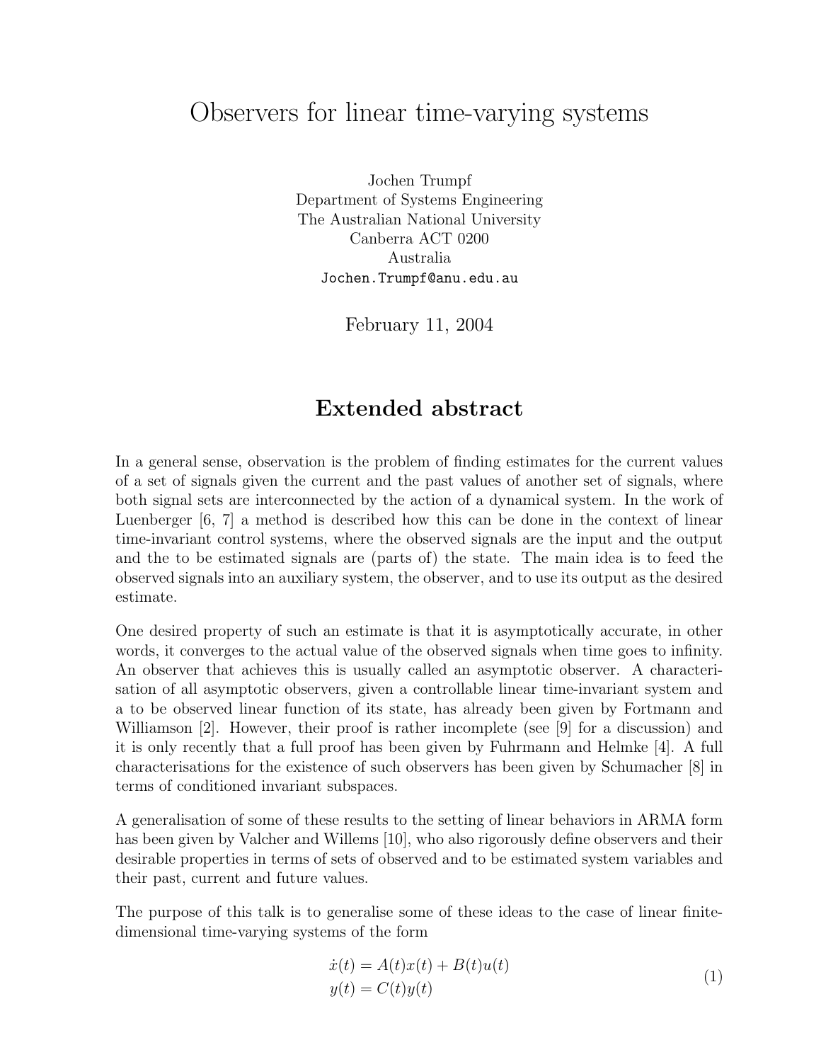# Observers for linear time-varying systems

Jochen Trumpf
Department of Systems Engineering
The Australian National University
Canberra ACT 0200
Australia
`Jochen.Trumpf@anu.edu.au`

February 11, 2004

## Extended abstract

In a general sense, observation is the problem of finding estimates for the current values of a set of signals given the current and the past values of another set of signals, where both signal sets are interconnected by the action of a dynamical system. In the work of Luenberger [6, 7] a method is described how this can be done in the context of linear time-invariant control systems, where the observed signals are the input and the output and the to be estimated signals are (parts of) the state. The main idea is to feed the observed signals into an auxiliary system, the observer, and to use its output as the desired estimate.

One desired property of such an estimate is that it is asymptotically accurate, in other words, it converges to the actual value of the observed signals when time goes to infinity. An observer that achieves this is usually called an asymptotic observer. A characterisation of all asymptotic observers, given a controllable linear time-invariant system and a to be observed linear function of its state, has already been given by Fortmann and Williamson [2]. However, their proof is rather incomplete (see [9] for a discussion) and it is only recently that a full proof has been given by Fuhrmann and Helmke [4]. A full characterisations for the existence of such observers has been given by Schumacher [8] in terms of conditioned invariant subspaces.

A generalisation of some of these results to the setting of linear behaviors in ARMA form has been given by Valcher and Willems [10], who also rigorously define observers and their desirable properties in terms of sets of observed and to be estimated system variables and their past, current and future values.

The purpose of this talk is to generalise some of these ideas to the case of linear finite-dimensional time-varying systems of the form

$$
\begin{aligned}
\dot{x}(t) &= A(t)x(t) + B(t)u(t) \\
y(t) &= C(t)y(t)
\end{aligned}
\tag{1}
$$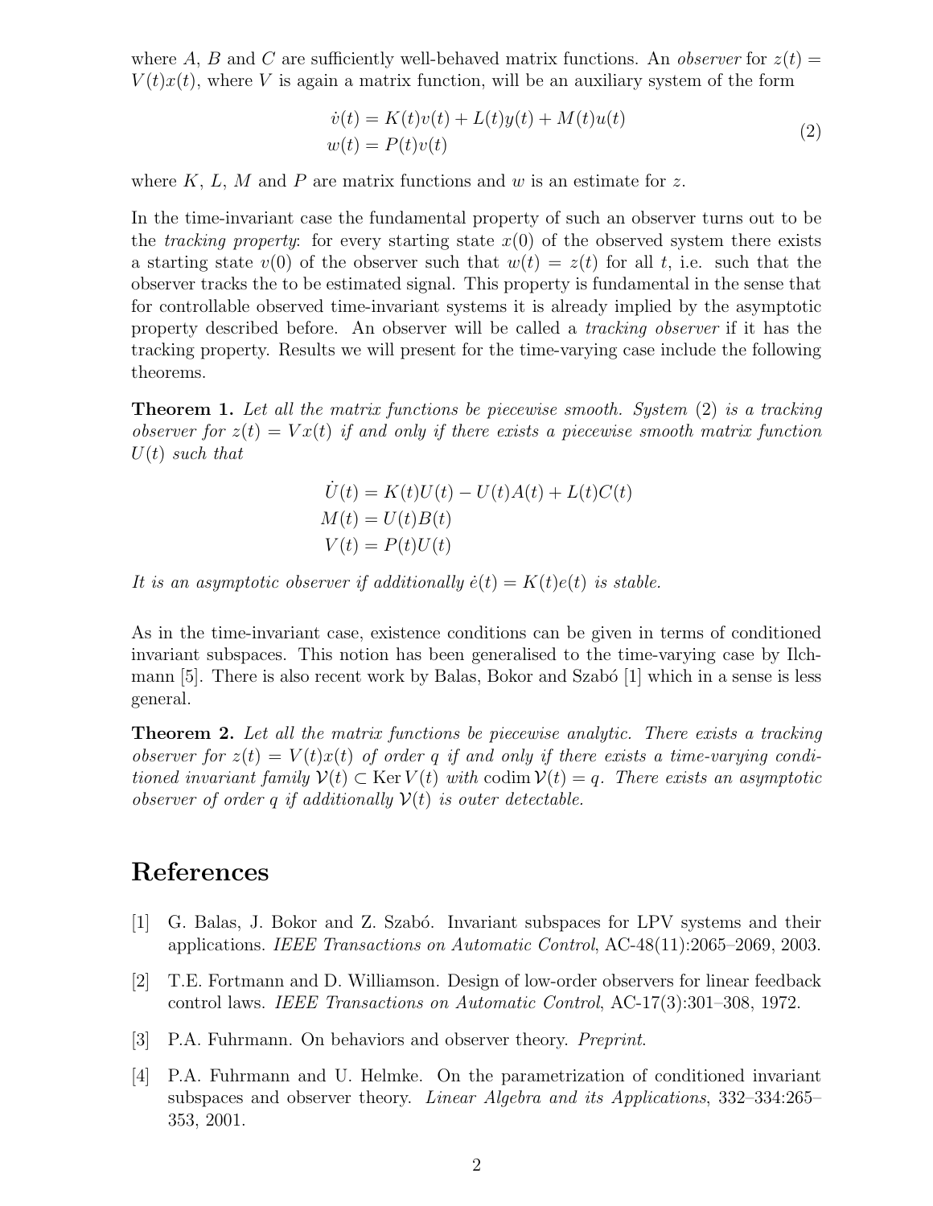where $A$, $B$ and $C$ are sufficiently well-behaved matrix functions. An *observer* for $z(t) = V(t)x(t)$, where $V$ is again a matrix function, will be an auxiliary system of the form

$$
\begin{aligned}
\dot{v}(t) &= K(t)v(t) + L(t)y(t) + M(t)u(t) \\
w(t) &= P(t)v(t)
\end{aligned}
\tag{2}
$$

where $K$, $L$, $M$ and $P$ are matrix functions and $w$ is an estimate for $z$.

In the time-invariant case the fundamental property of such an observer turns out to be the *tracking property*: for every starting state $x(0)$ of the observed system there exists a starting state $v(0)$ of the observer such that $w(t) = z(t)$ for all $t$, i.e. such that the observer tracks the to be estimated signal. This property is fundamental in the sense that for controllable observed time-invariant systems it is already implied by the asymptotic property described before. An observer will be called a *tracking observer* if it has the tracking property. Results we will present for the time-varying case include the following theorems.

**Theorem 1.** *Let all the matrix functions be piecewise smooth. System* (2) *is a tracking observer for $z(t) = Vx(t)$ if and only if there exists a piecewise smooth matrix function $U(t)$ such that*

$$
\begin{aligned}
\dot{U}(t) &= K(t)U(t) - U(t)A(t) + L(t)C(t) \\
M(t) &= U(t)B(t) \\
V(t) &= P(t)U(t)
\end{aligned}
$$

*It is an asymptotic observer if additionally $\dot{e}(t) = K(t)e(t)$ is stable.*

As in the time-invariant case, existence conditions can be given in terms of conditioned invariant subspaces. This notion has been generalised to the time-varying case by Ilchmann [5]. There is also recent work by Balas, Bokor and Szabó [1] which in a sense is less general.

**Theorem 2.** *Let all the matrix functions be piecewise analytic. There exists a tracking observer for $z(t) = V(t)x(t)$ of order $q$ if and only if there exists a time-varying conditioned invariant family $\mathcal{V}(t) \subset \operatorname{Ker} V(t)$ with $\operatorname{codim} \mathcal{V}(t) = q$. There exists an asymptotic observer of order $q$ if additionally $\mathcal{V}(t)$ is outer detectable.*

# References

[1] G. Balas, J. Bokor and Z. Szabó. Invariant subspaces for LPV systems and their applications. *IEEE Transactions on Automatic Control*, AC-48(11):2065–2069, 2003.

[2] T.E. Fortmann and D. Williamson. Design of low-order observers for linear feedback control laws. *IEEE Transactions on Automatic Control*, AC-17(3):301–308, 1972.

[3] P.A. Fuhrmann. On behaviors and observer theory. *Preprint*.

[4] P.A. Fuhrmann and U. Helmke. On the parametrization of conditioned invariant subspaces and observer theory. *Linear Algebra and its Applications*, 332–334:265–353, 2001.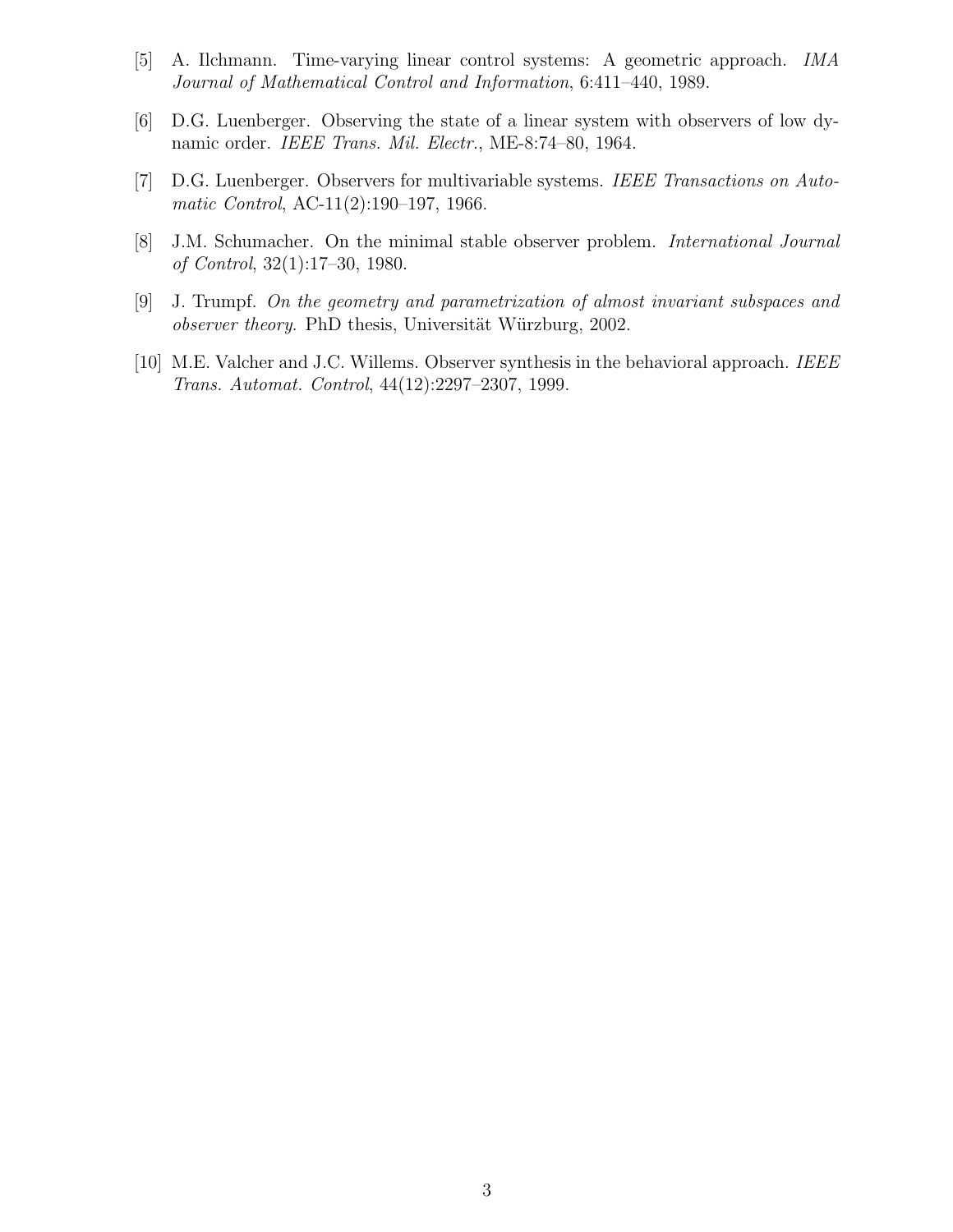[5] A. Ilchmann. Time-varying linear control systems: A geometric approach. *IMA Journal of Mathematical Control and Information*, 6:411–440, 1989.

[6] D.G. Luenberger. Observing the state of a linear system with observers of low dynamic order. *IEEE Trans. Mil. Electr.*, ME-8:74–80, 1964.

[7] D.G. Luenberger. Observers for multivariable systems. *IEEE Transactions on Automatic Control*, AC-11(2):190–197, 1966.

[8] J.M. Schumacher. On the minimal stable observer problem. *International Journal of Control*, 32(1):17–30, 1980.

[9] J. Trumpf. *On the geometry and parametrization of almost invariant subspaces and observer theory*. PhD thesis, Universität Würzburg, 2002.

[10] M.E. Valcher and J.C. Willems. Observer synthesis in the behavioral approach. *IEEE Trans. Automat. Control*, 44(12):2297–2307, 1999.